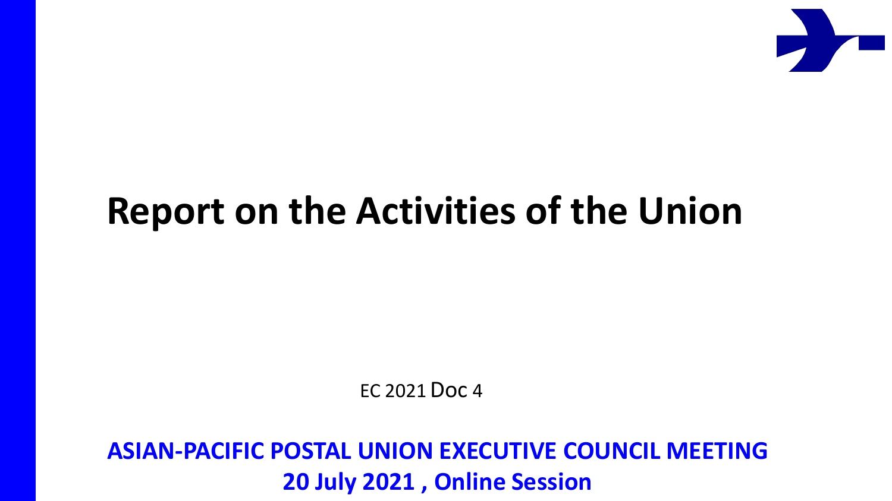# Report on the Activities of the Union

EC 2021 Doc 4

**ASIAN-PACIFIC POSTAL UNION EXECUTIVE COUNCIL MEETING**
**20 July 2021 , Online Session**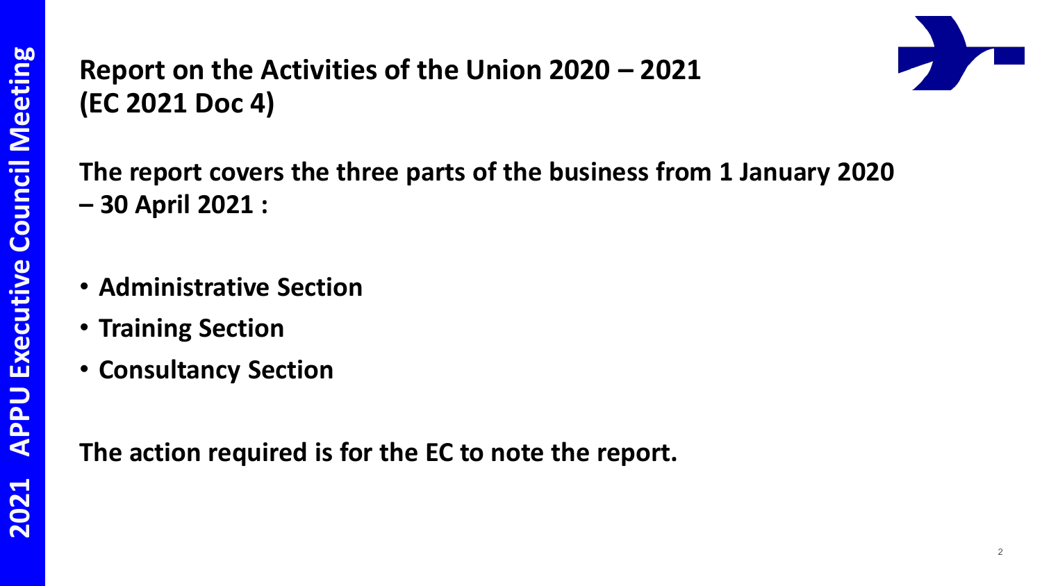# Report on the Activities of the Union 2020 – 2021 (EC 2021 Doc 4)

**The report covers the three parts of the business from 1 January 2020 – 30 April 2021 :**

- **Administrative Section**
- **Training Section**
- **Consultancy Section**

**The action required is for the EC to note the report.**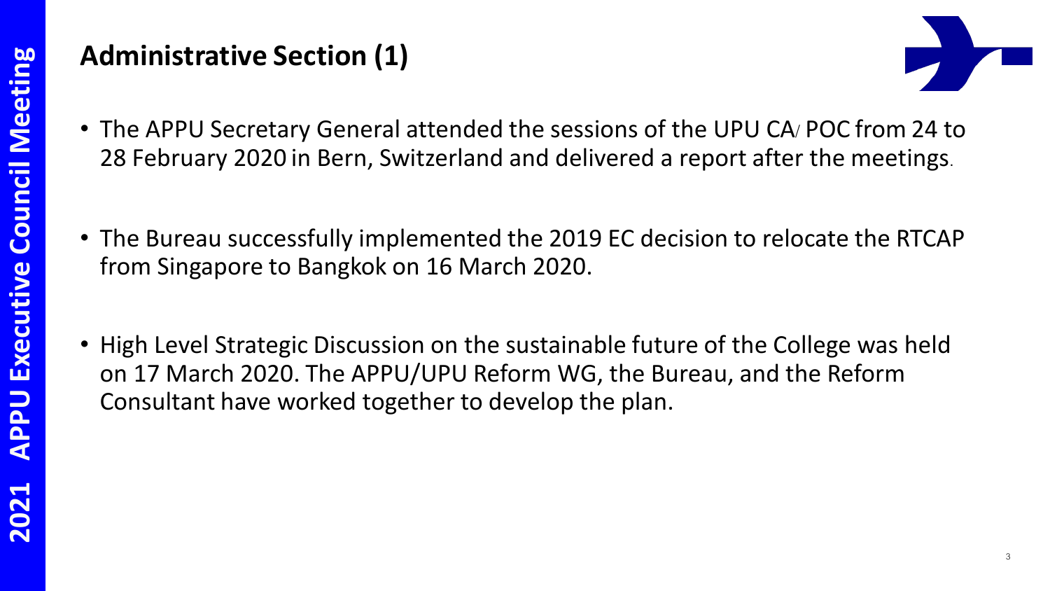## Administrative Section (1)

- The APPU Secretary General attended the sessions of the UPU CA/ POC from 24 to 28 February 2020 in Bern, Switzerland and delivered a report after the meetings.
- The Bureau successfully implemented the 2019 EC decision to relocate the RTCAP from Singapore to Bangkok on 16 March 2020.
- High Level Strategic Discussion on the sustainable future of the College was held on 17 March 2020. The APPU/UPU Reform WG, the Bureau, and the Reform Consultant have worked together to develop the plan.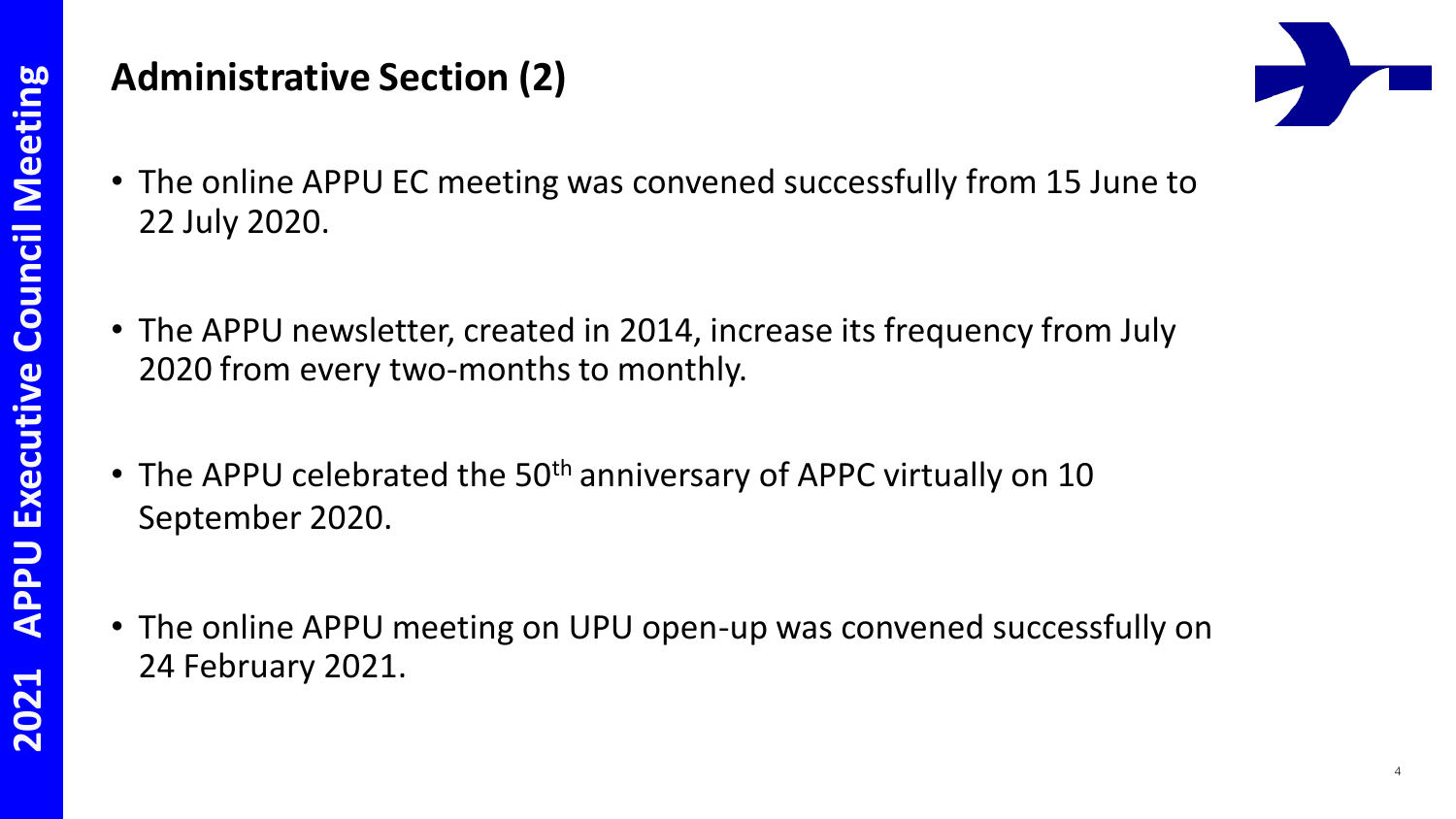# Administrative Section (2)

- The online APPU EC meeting was convened successfully from 15 June to 22 July 2020.
- The APPU newsletter, created in 2014, increase its frequency from July 2020 from every two-months to monthly.
- The APPU celebrated the 50th anniversary of APPC virtually on 10 September 2020.
- The online APPU meeting on UPU open-up was convened successfully on 24 February 2021.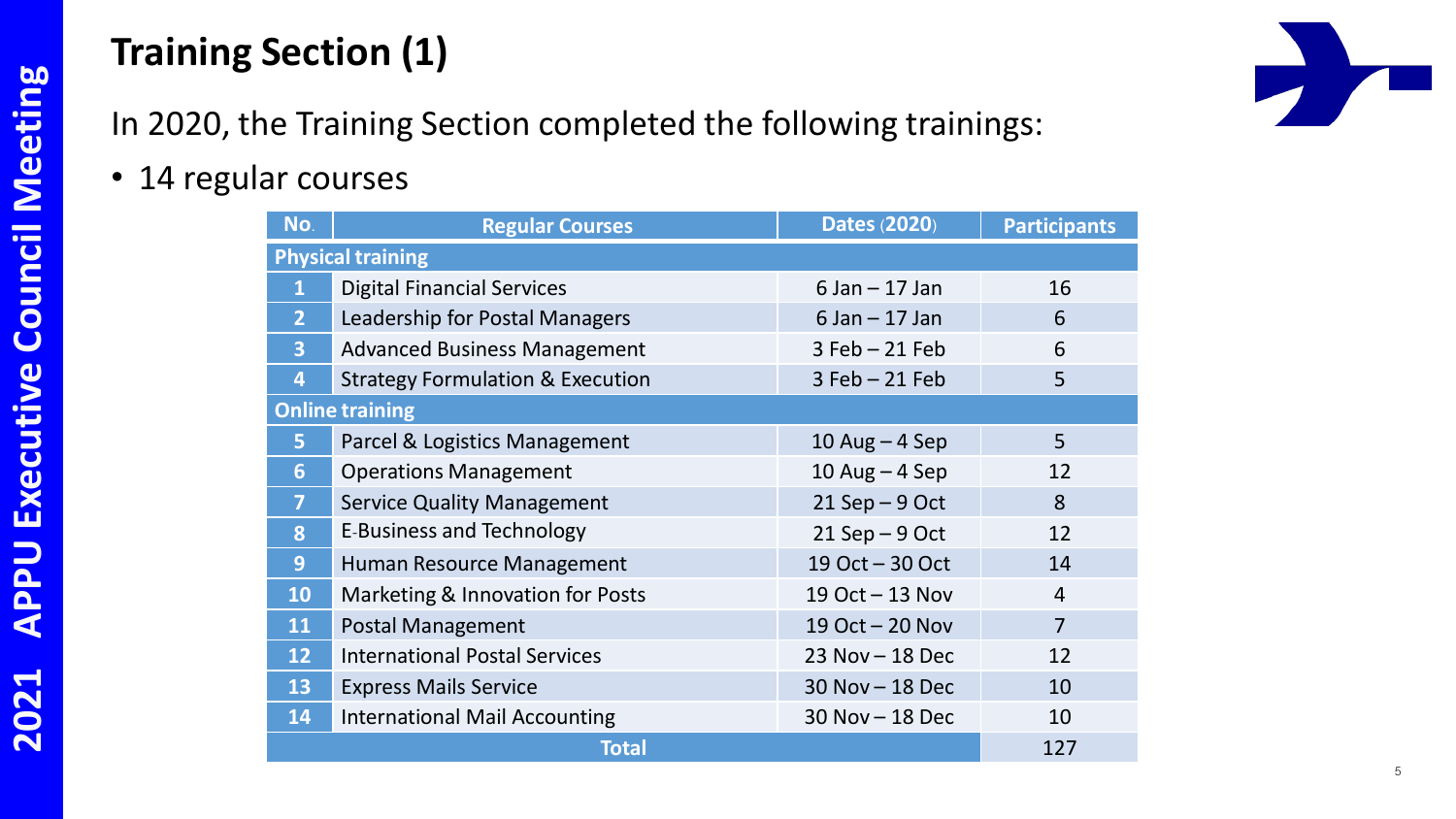# Training Section (1)

In 2020, the Training Section completed the following trainings:

- 14 regular courses

| No. | Regular Courses | Dates (2020) | Participants |
|---|---|---|---|
| **Physical training** | | | |
| 1 | Digital Financial Services | 6 Jan – 17 Jan | 16 |
| 2 | Leadership for Postal Managers | 6 Jan – 17 Jan | 6 |
| 3 | Advanced Business Management | 3 Feb – 21 Feb | 6 |
| 4 | Strategy Formulation & Execution | 3 Feb – 21 Feb | 5 |
| **Online training** | | | |
| 5 | Parcel & Logistics Management | 10 Aug – 4 Sep | 5 |
| 6 | Operations Management | 10 Aug – 4 Sep | 12 |
| 7 | Service Quality Management | 21 Sep – 9 Oct | 8 |
| 8 | E-Business and Technology | 21 Sep – 9 Oct | 12 |
| 9 | Human Resource Management | 19 Oct – 30 Oct | 14 |
| 10 | Marketing & Innovation for Posts | 19 Oct – 13 Nov | 4 |
| 11 | Postal Management | 19 Oct – 20 Nov | 7 |
| 12 | International Postal Services | 23 Nov – 18 Dec | 12 |
| 13 | Express Mails Service | 30 Nov – 18 Dec | 10 |
| 14 | International Mail Accounting | 30 Nov – 18 Dec | 10 |
| **Total** | | | 127 |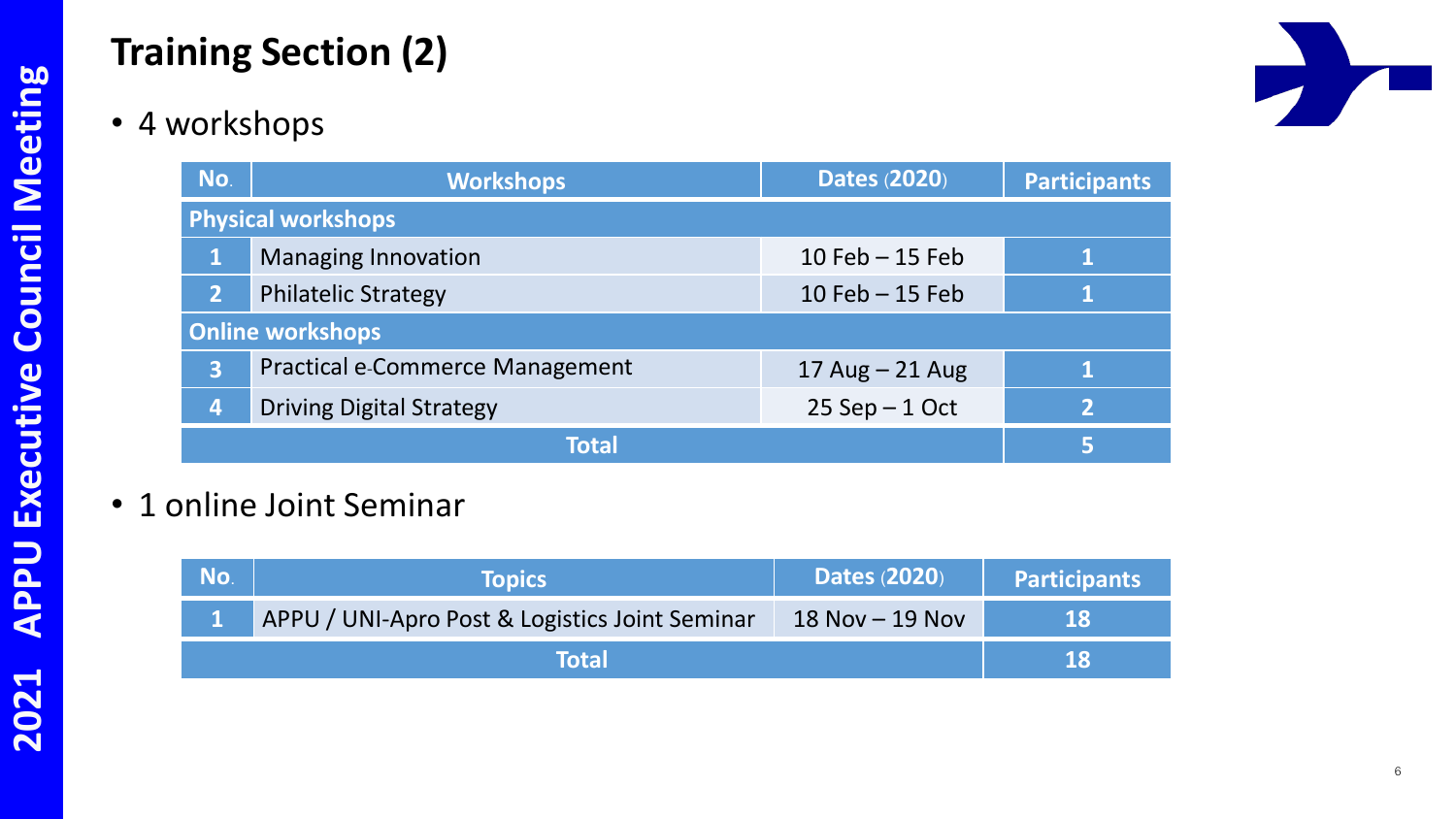# Training Section (2)

- 4 workshops

| No. | Workshops | Dates (2020) | Participants |
|---|---|---|---|
| **Physical workshops** | | | |
| 1 | Managing Innovation | 10 Feb – 15 Feb | 1 |
| 2 | Philatelic Strategy | 10 Feb – 15 Feb | 1 |
| **Online workshops** | | | |
| 3 | Practical e-Commerce Management | 17 Aug – 21 Aug | 1 |
| 4 | Driving Digital Strategy | 25 Sep – 1 Oct | 2 |
| **Total** | | | **5** |

- 1 online Joint Seminar

| No. | Topics | Dates (2020) | Participants |
|---|---|---|---|
| 1 | APPU / UNI-Apro Post & Logistics Joint Seminar | 18 Nov – 19 Nov | 18 |
| **Total** | | | **18** |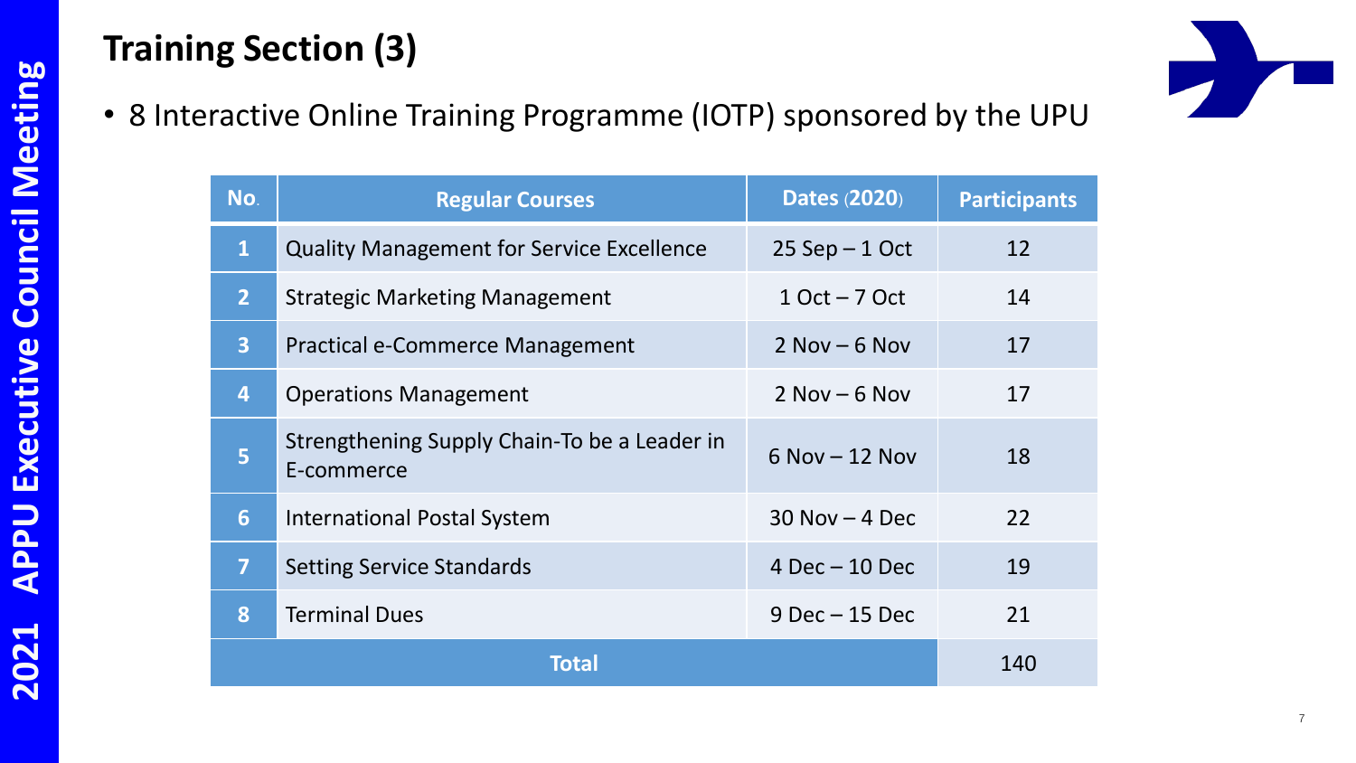# Training Section (3)

- 8 Interactive Online Training Programme (IOTP) sponsored by the UPU

| No. | Regular Courses | Dates (2020) | Participants |
|---|---|---|---|
| 1 | Quality Management for Service Excellence | 25 Sep – 1 Oct | 12 |
| 2 | Strategic Marketing Management | 1 Oct – 7 Oct | 14 |
| 3 | Practical e-Commerce Management | 2 Nov – 6 Nov | 17 |
| 4 | Operations Management | 2 Nov – 6 Nov | 17 |
| 5 | Strengthening Supply Chain-To be a Leader in E-commerce | 6 Nov – 12 Nov | 18 |
| 6 | International Postal System | 30 Nov – 4 Dec | 22 |
| 7 | Setting Service Standards | 4 Dec – 10 Dec | 19 |
| 8 | Terminal Dues | 9 Dec – 15 Dec | 21 |
| Total | | | 140 |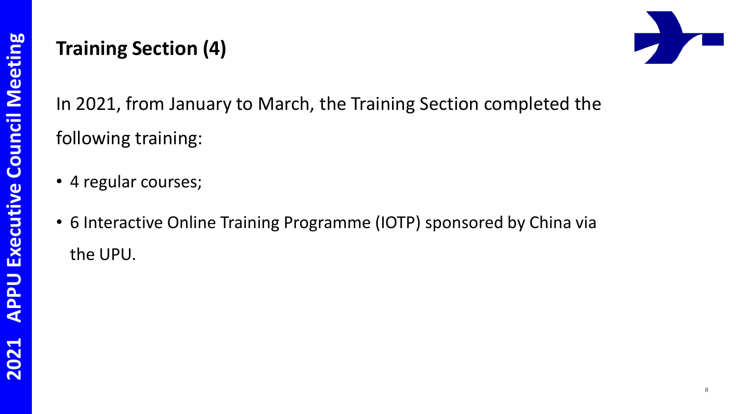## Training Section (4)

In 2021, from January to March, the Training Section completed the following training:

- 4 regular courses;
- 6 Interactive Online Training Programme (IOTP) sponsored by China via the UPU.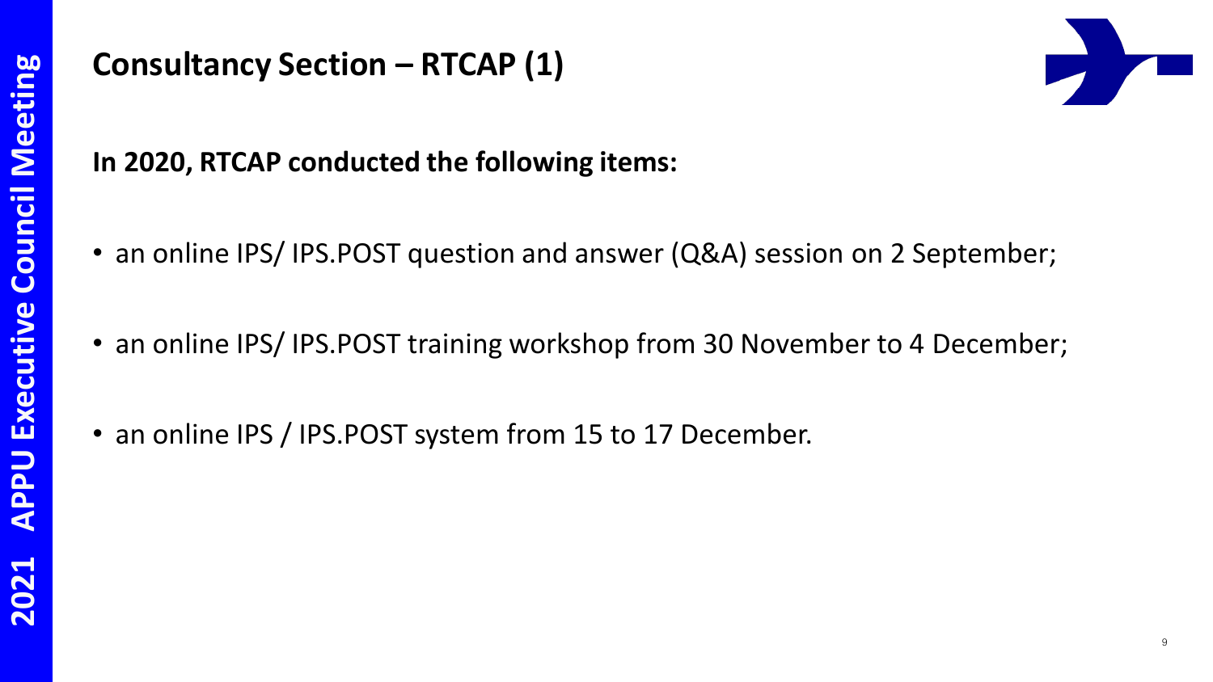# Consultancy Section – RTCAP (1)

**In 2020, RTCAP conducted the following items:**

- an online IPS/ IPS.POST question and answer (Q&A) session on 2 September;
- an online IPS/ IPS.POST training workshop from 30 November to 4 December;
- an online IPS / IPS.POST system from 15 to 17 December.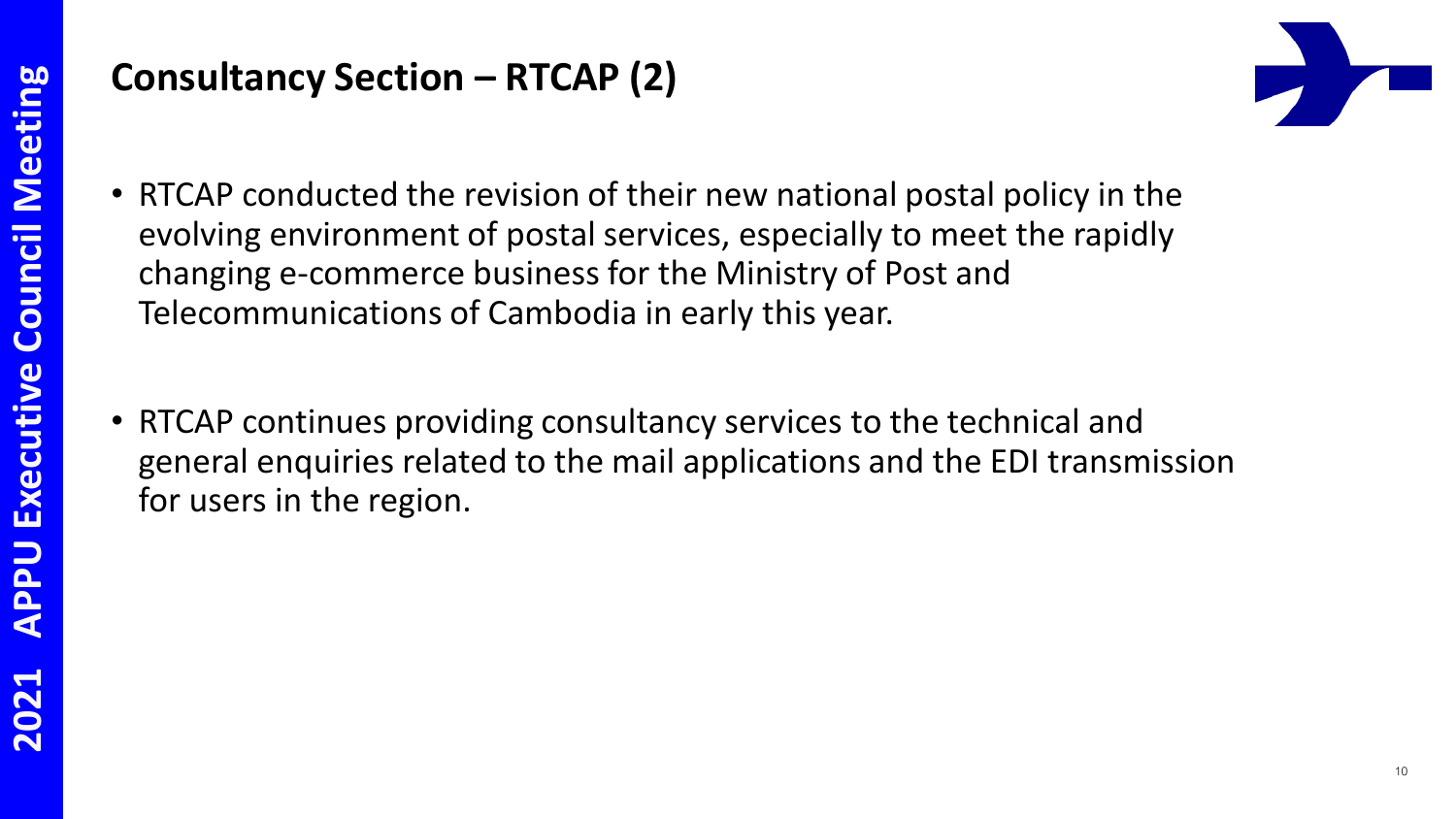# Consultancy Section – RTCAP (2)

- RTCAP conducted the revision of their new national postal policy in the evolving environment of postal services, especially to meet the rapidly changing e-commerce business for the Ministry of Post and Telecommunications of Cambodia in early this year.

- RTCAP continues providing consultancy services to the technical and general enquiries related to the mail applications and the EDI transmission for users in the region.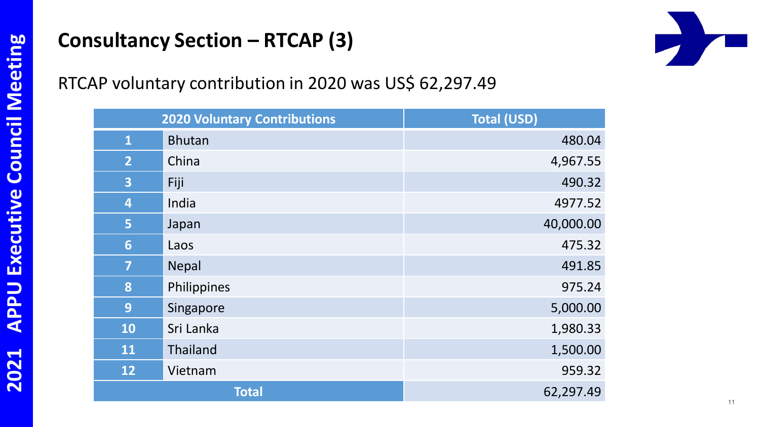# Consultancy Section – RTCAP (3)

RTCAP voluntary contribution in 2020 was US$ 62,297.49

| 2020 Voluntary Contributions | | Total (USD) |
|---|---|---|
| 1 | Bhutan | 480.04 |
| 2 | China | 4,967.55 |
| 3 | Fiji | 490.32 |
| 4 | India | 4977.52 |
| 5 | Japan | 40,000.00 |
| 6 | Laos | 475.32 |
| 7 | Nepal | 491.85 |
| 8 | Philippines | 975.24 |
| 9 | Singapore | 5,000.00 |
| 10 | Sri Lanka | 1,980.33 |
| 11 | Thailand | 1,500.00 |
| 12 | Vietnam | 959.32 |
| Total | | 62,297.49 |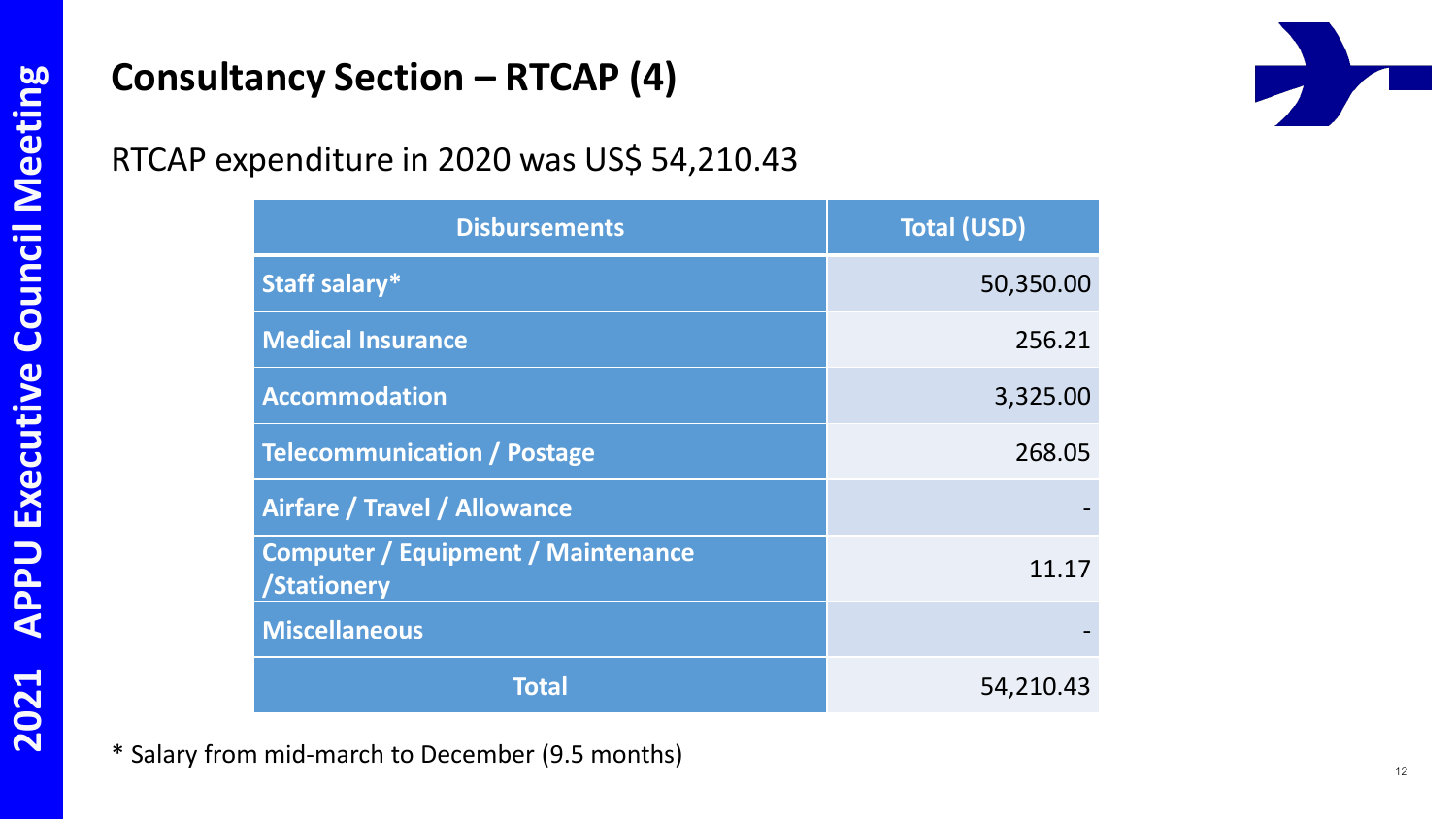# Consultancy Section – RTCAP (4)

RTCAP expenditure in 2020 was US$ 54,210.43

| Disbursements | Total (USD) |
|---|---|
| **Staff salary*** | 50,350.00 |
| **Medical Insurance** | 256.21 |
| **Accommodation** | 3,325.00 |
| **Telecommunication / Postage** | 268.05 |
| **Airfare / Travel / Allowance** | - |
| **Computer / Equipment / Maintenance /Stationery** | 11.17 |
| **Miscellaneous** | - |
| **Total** | 54,210.43 |

* Salary from mid-march to December (9.5 months)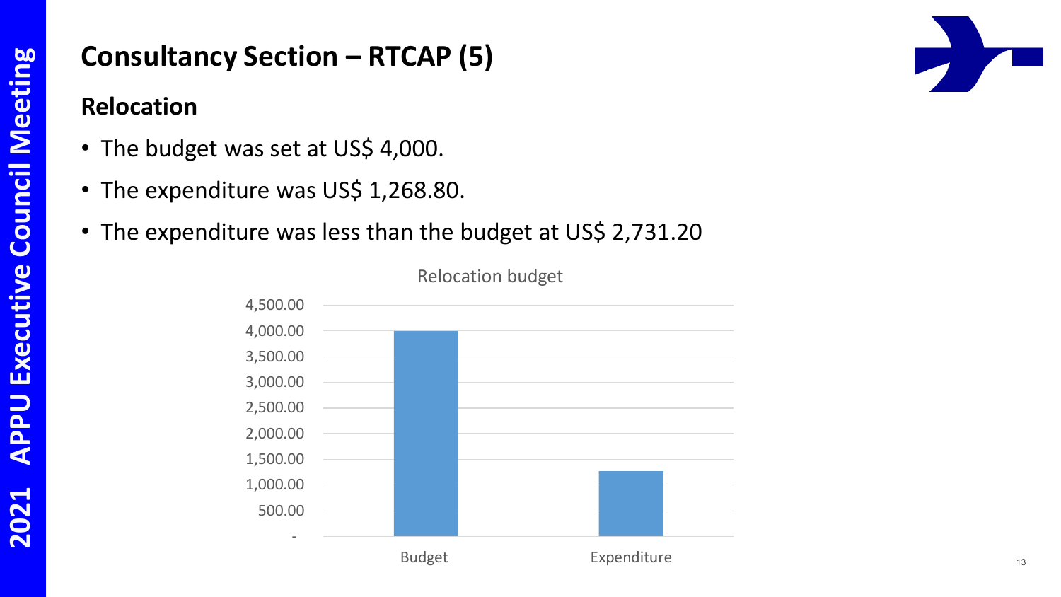# Consultancy Section – RTCAP (5)

## Relocation

- The budget was set at US$ 4,000.
- The expenditure was US$ 1,268.80.
- The expenditure was less than the budget at US$ 2,731.20

Relocation budget

| | Amount (US$) |
|---|---|
| Budget | 4,000.00 |
| Expenditure | 1,268.80 |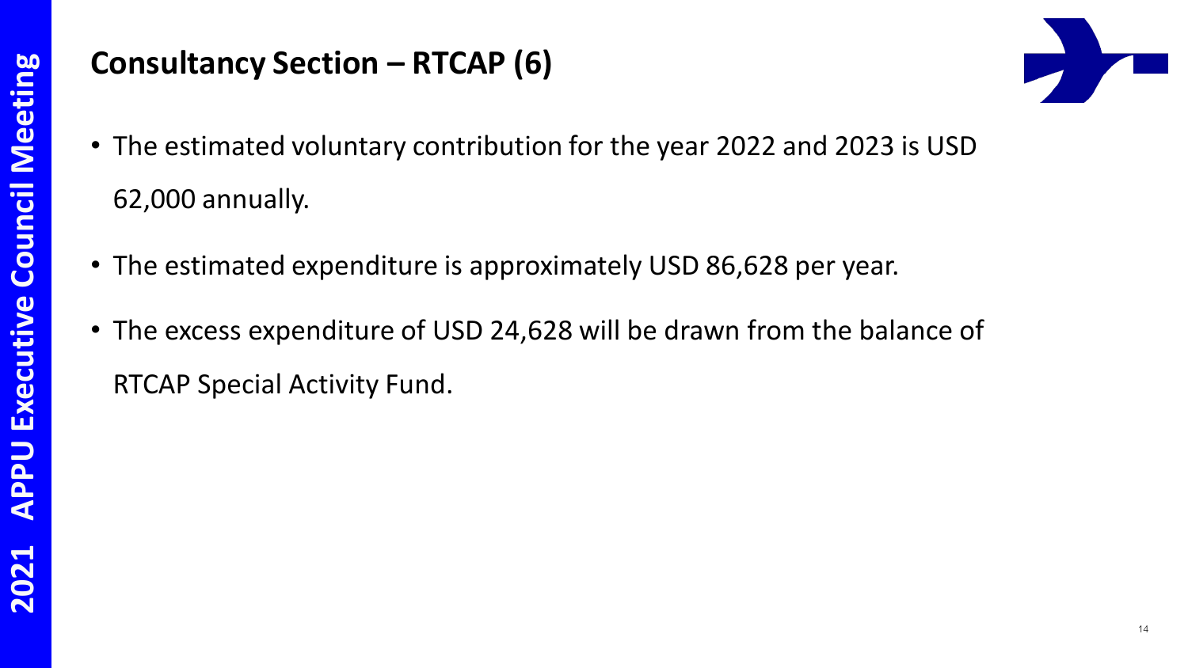# Consultancy Section – RTCAP (6)

- The estimated voluntary contribution for the year 2022 and 2023 is USD 62,000 annually.
- The estimated expenditure is approximately USD 86,628 per year.
- The excess expenditure of USD 24,628 will be drawn from the balance of RTCAP Special Activity Fund.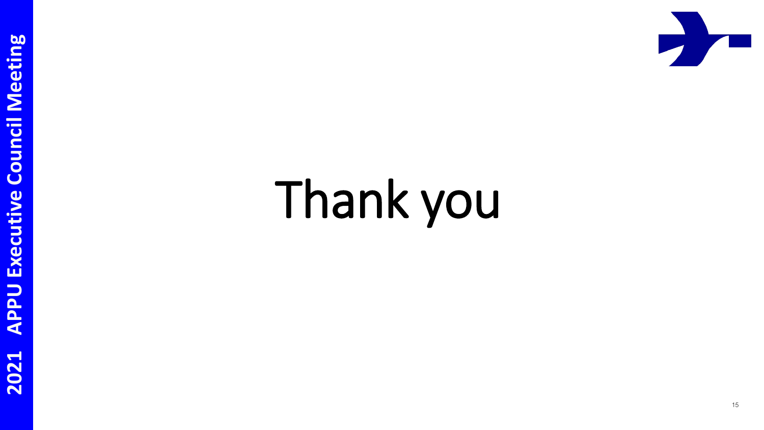# Thank you